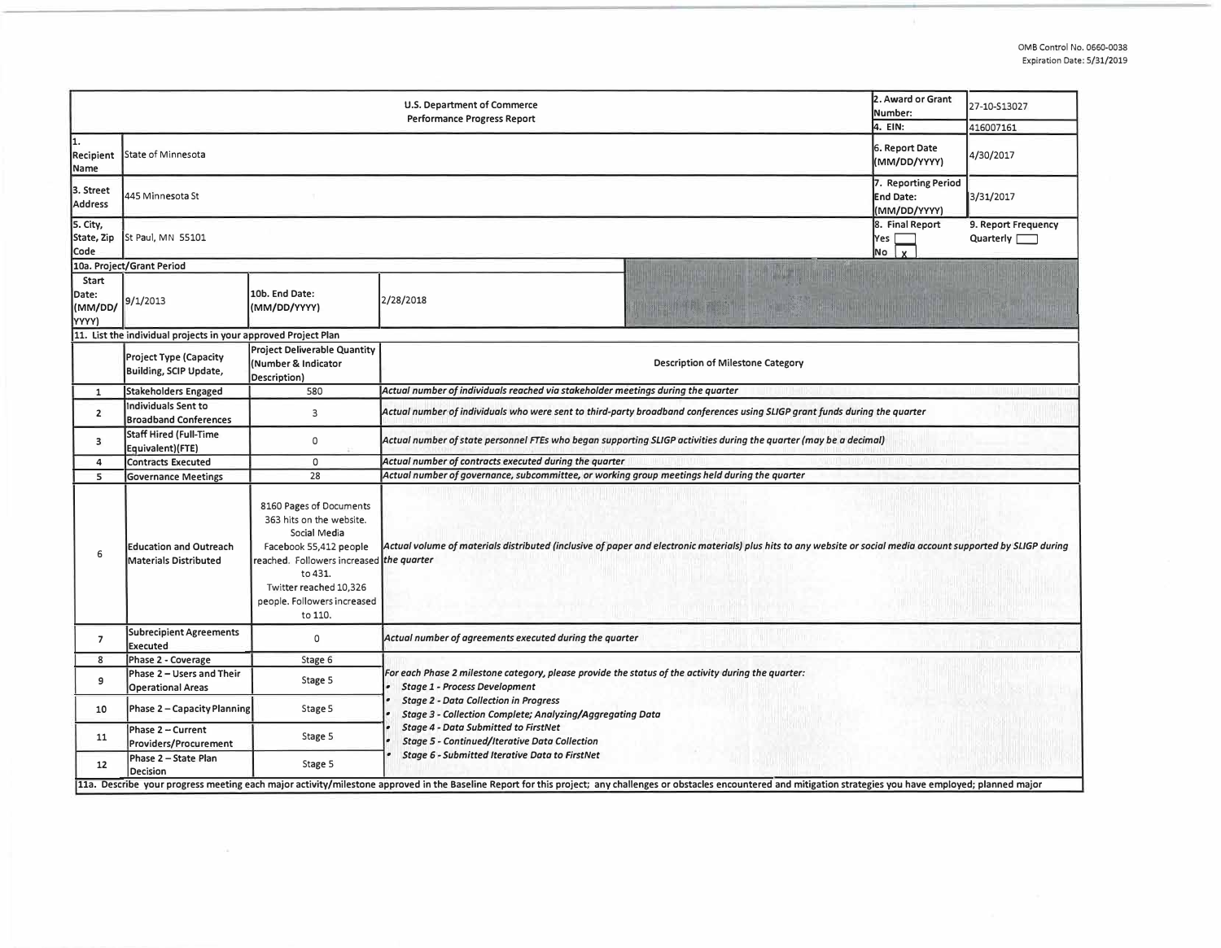OMB Control No. 0660-0038
Expiration Date: 5/31/2019

| U.S. Department of Commerce Performance Progress Report | | | 2. Award or Grant Number: | 27-10-S13027 |
|---|---|---|---|---|
| | | | 4. EIN: | 416007161 |
| 1. Recipient Name | State of Minnesota | | 6. Report Date (MM/DD/YYYY) | 4/30/2017 |
| 3. Street Address | 445 Minnesota St | | 7. Reporting Period End Date: (MM/DD/YYYY) | 3/31/2017 |
| 5. City, State, Zip Code | St Paul, MN 55101 | | 8. Final Report Yes [ ] No [x] | 9. Report Frequency Quarterly [ ] |
| 10a. Project/Grant Period | | | | |
| Start Date: (MM/DD/YYYY) | 9/1/2013 | 10b. End Date: (MM/DD/YYYY) | 2/28/2018 | |

11. List the individual projects in your approved Project Plan

| | Project Type (Capacity Building, SCIP Update, | Project Deliverable Quantity (Number & Indicator Description) | Description of Milestone Category |
|---|---|---|---|
| 1 | Stakeholders Engaged | 580 | *Actual number of individuals reached via stakeholder meetings during the quarter* |
| 2 | Individuals Sent to Broadband Conferences | 3 | *Actual number of individuals who were sent to third-party broadband conferences using SLIGP grant funds during the quarter* |
| 3 | Staff Hired (Full-Time Equivalent)(FTE) | 0 | *Actual number of state personnel FTEs who began supporting SLIGP activities during the quarter (may be a decimal)* |
| 4 | Contracts Executed | 0 | *Actual number of contracts executed during the quarter* |
| 5 | Governance Meetings | 28 | *Actual number of governance, subcommittee, or working group meetings held during the quarter* |
| 6 | Education and Outreach Materials Distributed | 8160 Pages of Documents 363 hits on the website. Social Media Facebook 55,412 people reached. Followers increased to 431. Twitter reached 10,326 people. Followers increased to 110. | *Actual volume of materials distributed (inclusive of paper and electronic materials) plus hits to any website or social media account supported by SLIGP during the quarter* |
| 7 | Subrecipient Agreements Executed | 0 | *Actual number of agreements executed during the quarter* |
| 8 | Phase 2 - Coverage | Stage 6 | *For each Phase 2 milestone category, please provide the status of the activity during the quarter:* • *Stage 1 - Process Development* • *Stage 2 - Data Collection in Progress* • *Stage 3 - Collection Complete; Analyzing/Aggregating Data* • *Stage 4 - Data Submitted to FirstNet* • *Stage 5 - Continued/Iterative Data Collection* • *Stage 6 - Submitted Iterative Data to FirstNet* |
| 9 | Phase 2 – Users and Their Operational Areas | Stage 5 | |
| 10 | Phase 2 – Capacity Planning | Stage 5 | |
| 11 | Phase 2 – Current Providers/Procurement | Stage 5 | |
| 12 | Phase 2 – State Plan Decision | Stage 5 | |

11a. Describe your progress meeting each major activity/milestone approved in the Baseline Report for this project; any challenges or obstacles encountered and mitigation strategies you have employed; planned major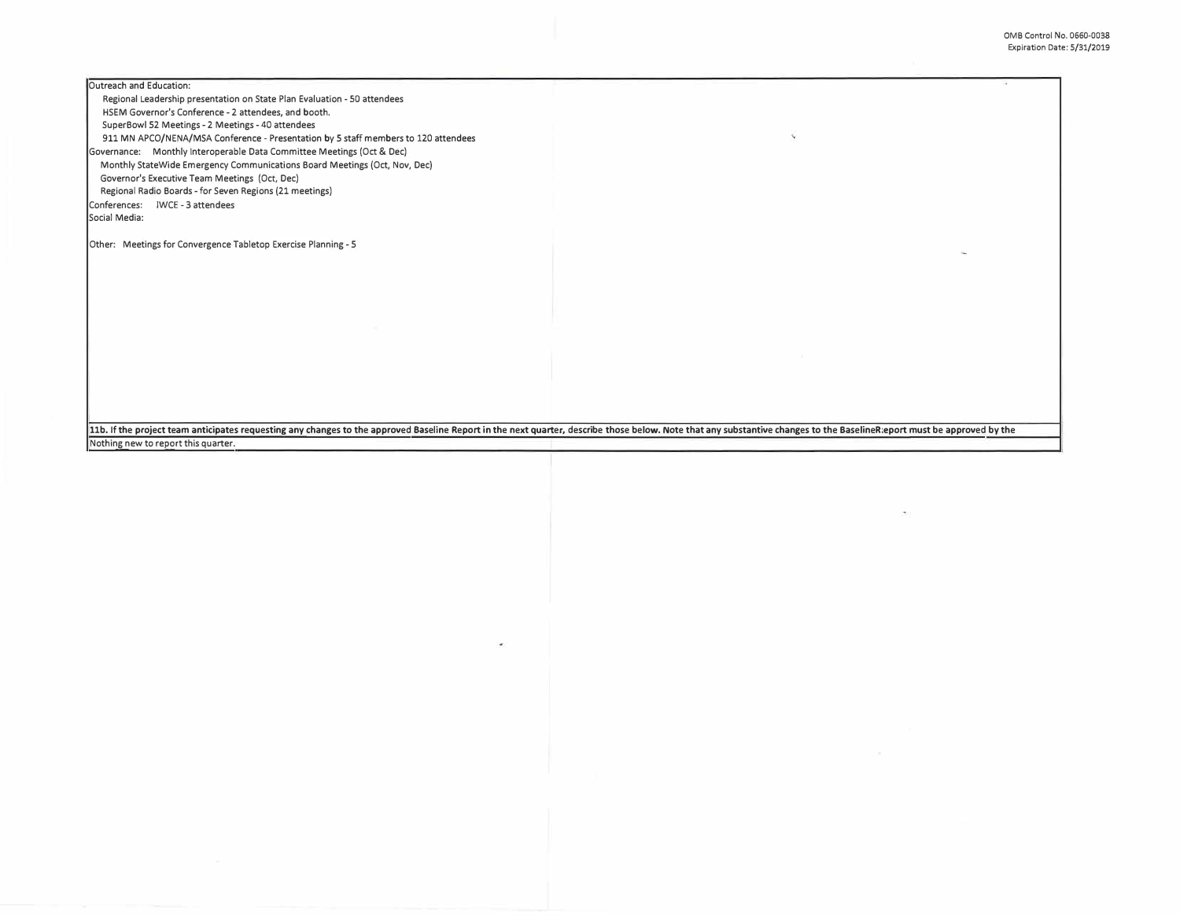Outreach and Education:

Regional Leadership presentation on State Plan Evaluation - 50 attendees
HSEM Governor's Conference - 2 attendees, and booth.
SuperBowl 52 Meetings - 2 Meetings - 40 attendees
911 MN APCO/NENA/MSA Conference - Presentation by 5 staff members to 120 attendees

Governance: Monthly Interoperable Data Committee Meetings (Oct & Dec)
Monthly StateWide Emergency Communications Board Meetings (Oct, Nov, Dec)
Governor's Executive Team Meetings (Oct, Dec)
Regional Radio Boards - for Seven Regions (21 meetings)

Conferences: IWCE - 3 attendees

Social Media:

Other: Meetings for Convergence Tabletop Exercise Planning - 5

**11b. If the project team anticipates requesting any changes to the approved Baseline Report in the next quarter, describe those below. Note that any substantive changes to the BaselineR:eport must be approved by the**

Nothing new to report this quarter.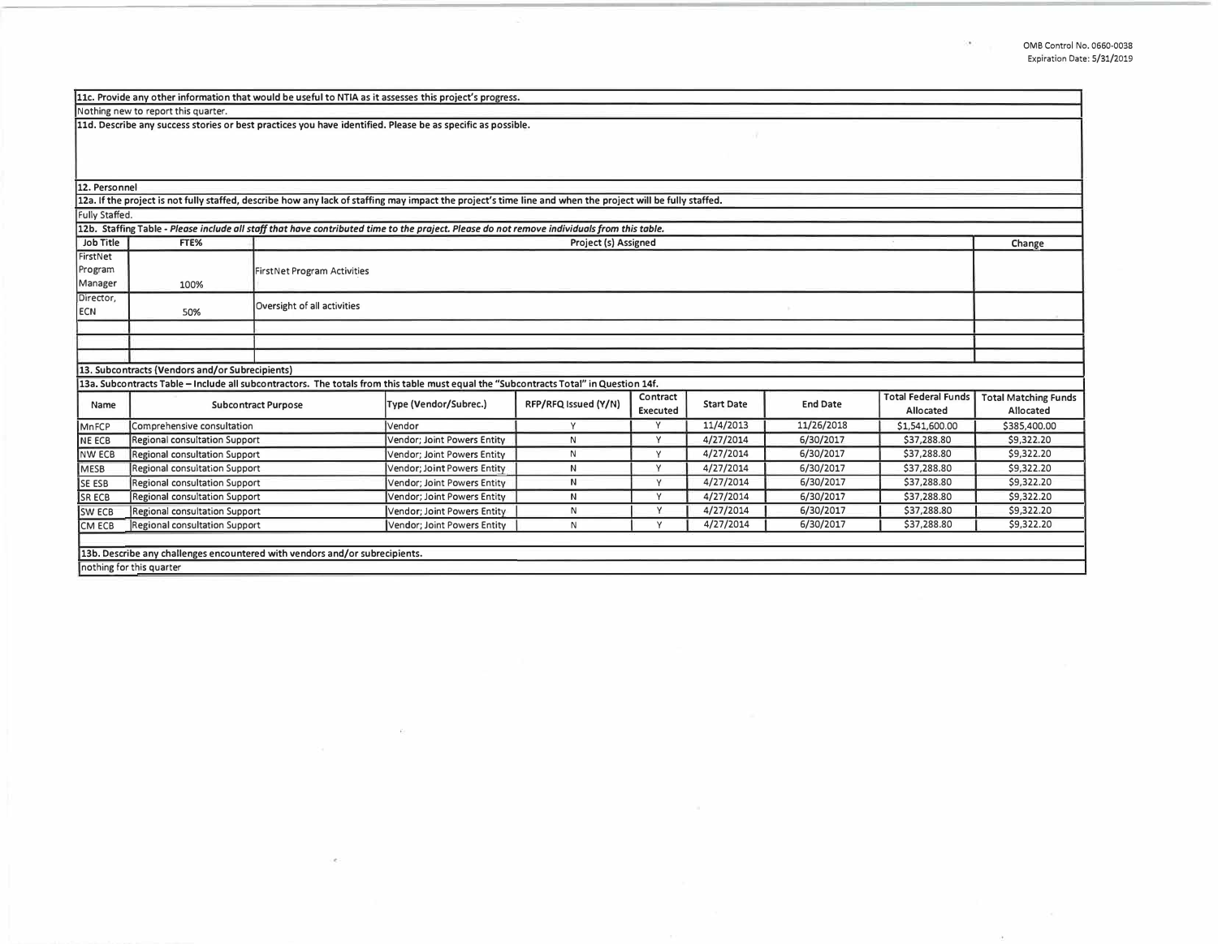**11c. Provide any other information that would be useful to NTIA as it assesses this project's progress.**

Nothing new to report this quarter.

**11d. Describe any success stories or best practices you have identified. Please be as specific as possible.**

**12. Personnel**

**12a. If the project is not fully staffed, describe how any lack of staffing may impact the project's time line and when the project will be fully staffed.**

Fully Staffed.

**12b. Staffing Table - *Please include all staff that have contributed time to the project. Please do not remove individuals from this table.***

| Job Title | FTE% | Project (s) Assigned | Change |
|---|---|---|---|
| FirstNet Program Manager | 100% | FirstNet Program Activities | |
| Director, ECN | 50% | Oversight of all activities | |
| | | | |
| | | | |
| | | | |

**13. Subcontracts (Vendors and/or Subrecipients)**

**13a. Subcontracts Table – Include all subcontractors. The totals from this table must equal the "Subcontracts Total" in Question 14f.**

| Name | Subcontract Purpose | Type (Vendor/Subrec.) | RFP/RFQ Issued (Y/N) | Contract Executed | Start Date | End Date | Total Federal Funds Allocated | Total Matching Funds Allocated |
|---|---|---|---|---|---|---|---|---|
| MnFCP | Comprehensive consultation | Vendor | Y | Y | 11/4/2013 | 11/26/2018 | $1,541,600.00 | $385,400.00 |
| NE ECB | Regional consultation Support | Vendor; Joint Powers Entity | N | Y | 4/27/2014 | 6/30/2017 | $37,288.80 | $9,322.20 |
| NW ECB | Regional consultation Support | Vendor; Joint Powers Entity | N | Y | 4/27/2014 | 6/30/2017 | $37,288.80 | $9,322.20 |
| MESB | Regional consultation Support | Vendor; Joint Powers Entity | N | Y | 4/27/2014 | 6/30/2017 | $37,288.80 | $9,322.20 |
| SE ESB | Regional consultation Support | Vendor; Joint Powers Entity | N | Y | 4/27/2014 | 6/30/2017 | $37,288.80 | $9,322.20 |
| SR ECB | Regional consultation Support | Vendor; Joint Powers Entity | N | Y | 4/27/2014 | 6/30/2017 | $37,288.80 | $9,322.20 |
| SW ECB | Regional consultation Support | Vendor; Joint Powers Entity | N | Y | 4/27/2014 | 6/30/2017 | $37,288.80 | $9,322.20 |
| CM ECB | Regional consultation Support | Vendor; Joint Powers Entity | N | Y | 4/27/2014 | 6/30/2017 | $37,288.80 | $9,322.20 |

**13b. Describe any challenges encountered with vendors and/or subrecipients.**

nothing for this quarter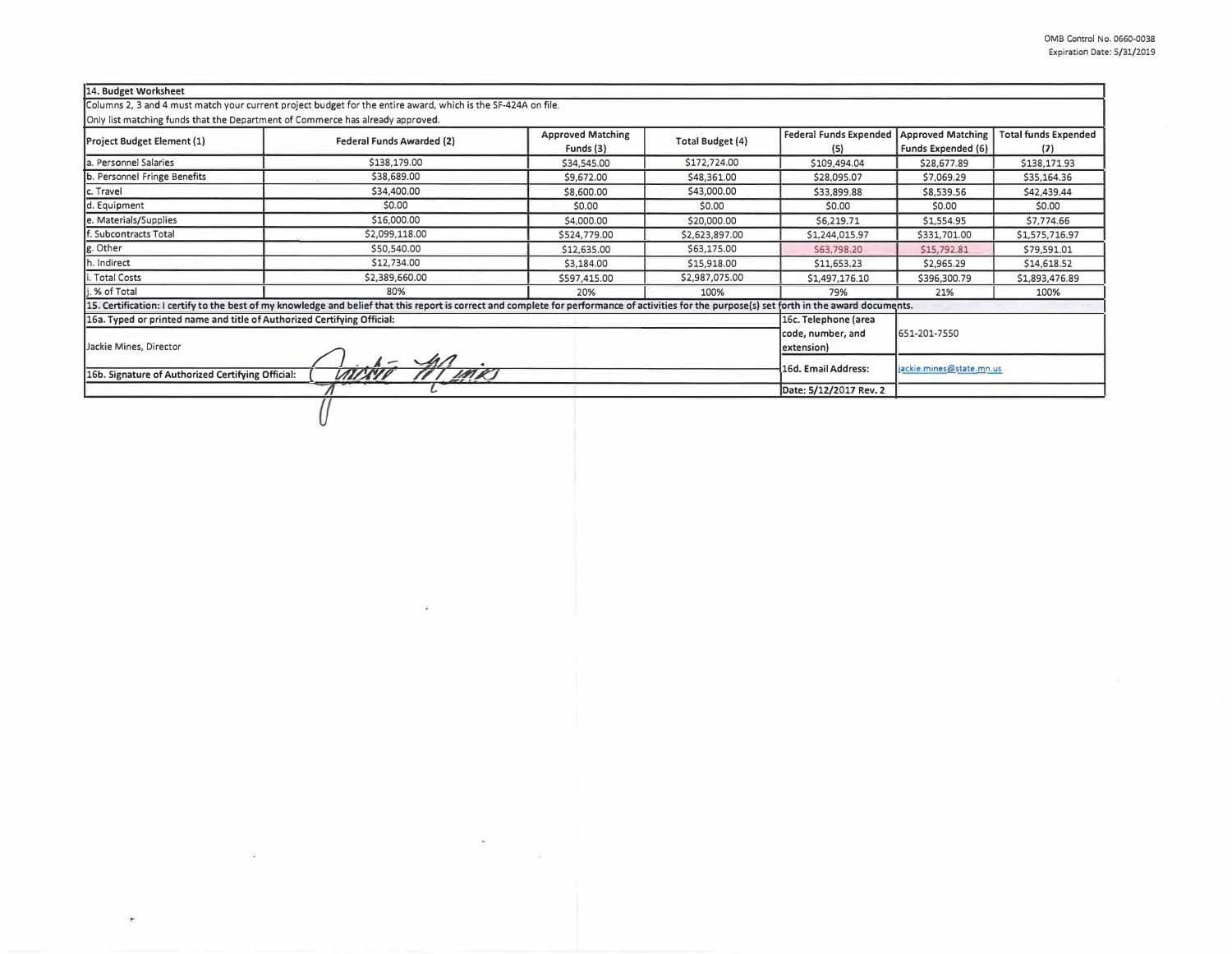OMB Control No. 0660-0038
Expiration Date: 5/31/2019

| 14. Budget Worksheet | | | | | | |
|---|---|---|---|---|---|---|
| Columns 2, 3 and 4 must match your current project budget for the entire award, which is the SF-424A on file. | | | | | | |
| Only list matching funds that the Department of Commerce has already approved. | | | | | | |
| Project Budget Element (1) | Federal Funds Awarded (2) | Approved Matching Funds (3) | Total Budget (4) | Federal Funds Expended (5) | Approved Matching Funds Expended (6) | Total funds Expended (7) |
| a. Personnel Salaries | $138,179.00 | $34,545.00 | $172,724.00 | $109,494.04 | $28,677.89 | $138,171.93 |
| b. Personnel Fringe Benefits | $38,689.00 | $9,672.00 | $48,361.00 | $28,095.07 | $7,069.29 | $35,164.36 |
| c. Travel | $34,400.00 | $8,600.00 | $43,000.00 | $33,899.88 | $8,539.56 | $42,439.44 |
| d. Equipment | $0.00 | $0.00 | $0.00 | $0.00 | $0.00 | $0.00 |
| e. Materials/Supplies | $16,000.00 | $4,000.00 | $20,000.00 | $6,219.71 | $1,554.95 | $7,774.66 |
| f. Subcontracts Total | $2,099,118.00 | $524,779.00 | $2,623,897.00 | $1,244,015.97 | $331,701.00 | $1,575,716.97 |
| g. Other | $50,540.00 | $12,635.00 | $63,175.00 | $63,798.20 | $15,792.81 | $79,591.01 |
| h. Indirect | $12,734.00 | $3,184.00 | $15,918.00 | $11,653.23 | $2,965.29 | $14,618.52 |
| i. Total Costs | $2,389,660.00 | $597,415.00 | $2,987,075.00 | $1,497,176.10 | $396,300.79 | $1,893,476.89 |
| j. % of Total | 80% | 20% | 100% | 79% | 21% | 100% |

15. Certification: I certify to the best of my knowledge and belief that this report is correct and complete for performance of activities for the purpose(s) set forth in the award documents.

| | |
|---|---|
| 16a. Typed or printed name and title of Authorized Certifying Official: Jackie Mines, Director | 16c. Telephone (area code, number, and extension): 651-201-7550 |
| 16b. Signature of Authorized Certifying Official: Jackie Mines | 16d. Email Address: jackie.mines@state.mn.us |
| | Date: 5/12/2017 Rev. 2 |